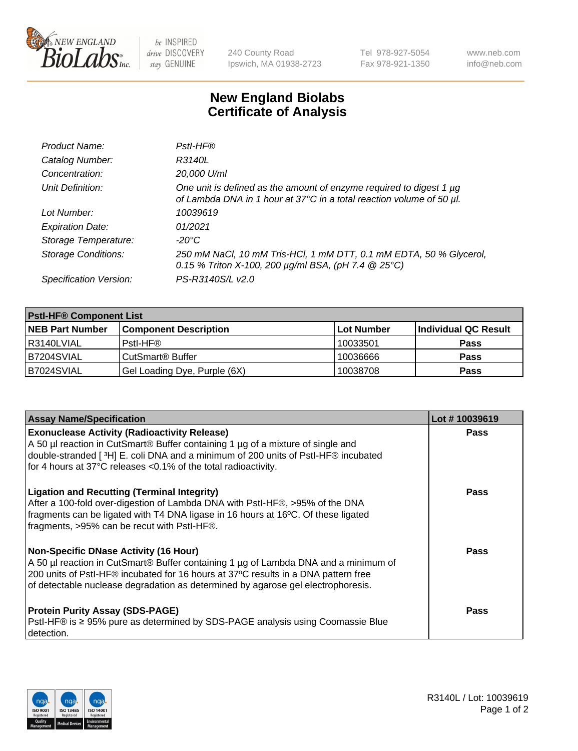New England Biolabs — be INSPIRED drive DISCOVERY stay GENUINE

240 County Road
Ipswich, MA 01938-2723

Tel 978-927-5054
Fax 978-921-1350

www.neb.com
info@neb.com

# New England Biolabs
# Certificate of Analysis

| | |
|---|---|
| *Product Name:* | *PstI-HF®* |
| *Catalog Number:* | *R3140L* |
| *Concentration:* | *20,000 U/ml* |
| *Unit Definition:* | *One unit is defined as the amount of enzyme required to digest 1 µg of Lambda DNA in 1 hour at 37°C in a total reaction volume of 50 µl.* |
| *Lot Number:* | *10039619* |
| *Expiration Date:* | *01/2021* |
| *Storage Temperature:* | *-20°C* |
| *Storage Conditions:* | *250 mM NaCl, 10 mM Tris-HCl, 1 mM DTT, 0.1 mM EDTA, 50 % Glycerol, 0.15 % Triton X-100, 200 µg/ml BSA, (pH 7.4 @ 25°C)* |
| *Specification Version:* | *PS-R3140S/L v2.0* |

| **PstI-HF® Component List** | | | |
|---|---|---|---|
| **NEB Part Number** | **Component Description** | **Lot Number** | **Individual QC Result** |
| R3140LVIAL | PstI-HF® | 10033501 | **Pass** |
| B7204SVIAL | CutSmart® Buffer | 10036666 | **Pass** |
| B7024SVIAL | Gel Loading Dye, Purple (6X) | 10038708 | **Pass** |

| Assay Name/Specification | Lot # 10039619 |
|---|---|
| **Exonuclease Activity (Radioactivity Release)** A 50 µl reaction in CutSmart® Buffer containing 1 µg of a mixture of single and double-stranded [ $^3$H] E. coli DNA and a minimum of 200 units of PstI-HF® incubated for 4 hours at 37°C releases <0.1% of the total radioactivity. | **Pass** |
| **Ligation and Recutting (Terminal Integrity)** After a 100-fold over-digestion of Lambda DNA with PstI-HF®, >95% of the DNA fragments can be ligated with T4 DNA ligase in 16 hours at 16ºC. Of these ligated fragments, >95% can be recut with PstI-HF®. | **Pass** |
| **Non-Specific DNase Activity (16 Hour)** A 50 µl reaction in CutSmart® Buffer containing 1 µg of Lambda DNA and a minimum of 200 units of PstI-HF® incubated for 16 hours at 37ºC results in a DNA pattern free of detectable nuclease degradation as determined by agarose gel electrophoresis. | **Pass** |
| **Protein Purity Assay (SDS-PAGE)** PstI-HF® is ≥ 95% pure as determined by SDS-PAGE analysis using Coomassie Blue detection. | **Pass** |

R3140L / Lot: 10039619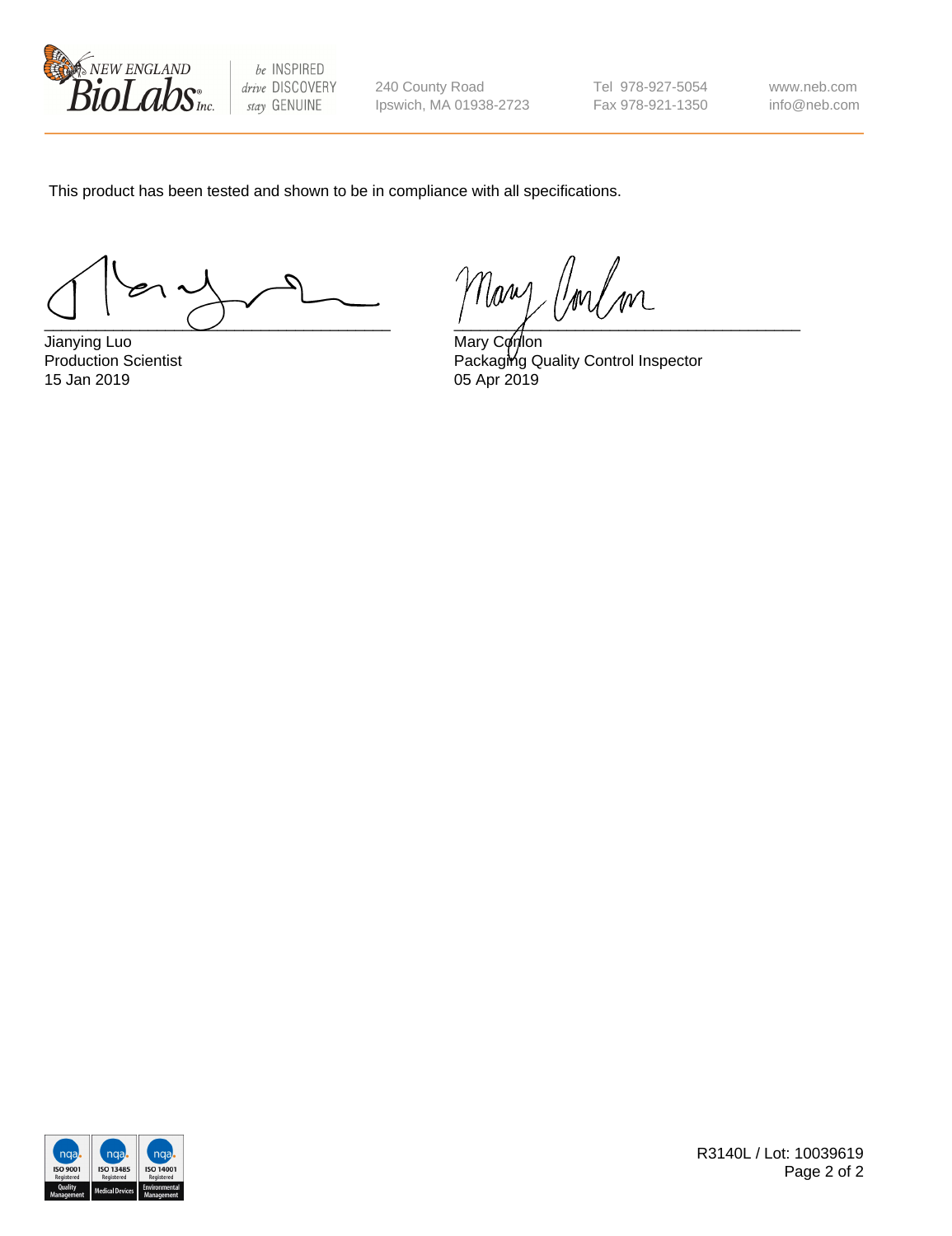This product has been tested and shown to be in compliance with all specifications.

Jianying Luo
Production Scientist
15 Jan 2019

Mary Conlon
Packaging Quality Control Inspector
05 Apr 2019

R3140L / Lot: 10039619